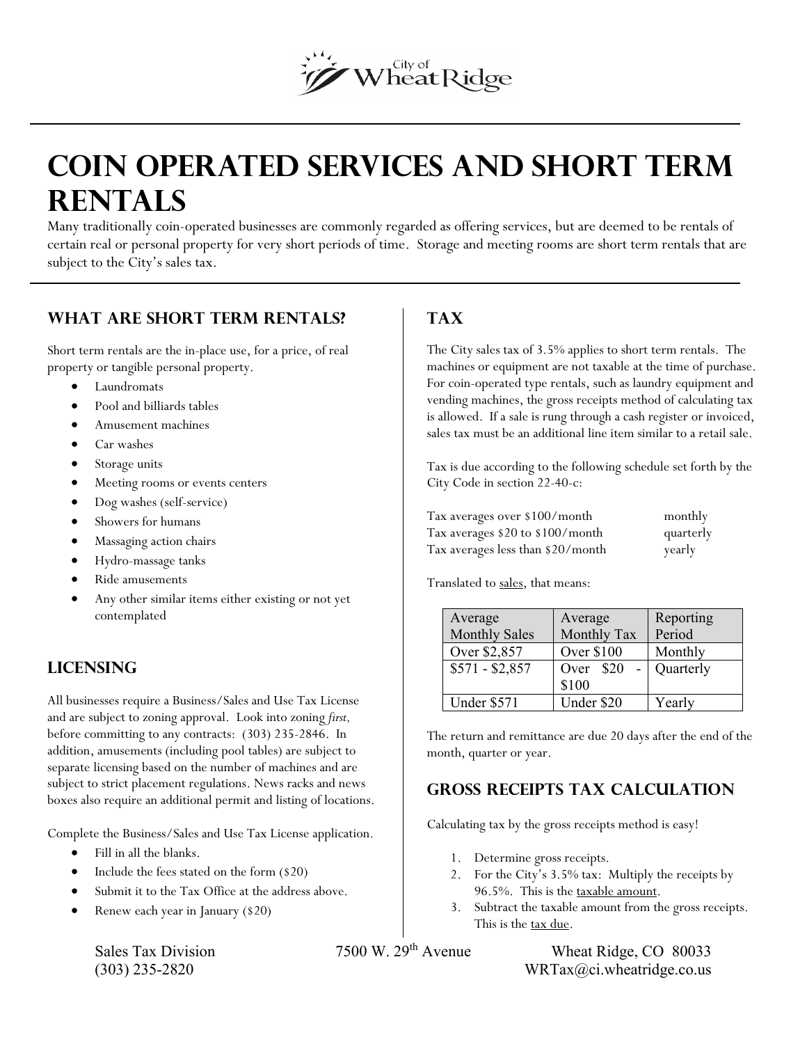City of Wheat Ridge

# Coin Operated Services and Short Term Rentals

Many traditionally coin-operated businesses are commonly regarded as offering services, but are deemed to be rentals of certain real or personal property for very short periods of time. Storage and meeting rooms are short term rentals that are subject to the City's sales tax.

## What are Short Term Rentals?

Short term rentals are the in-place use, for a price, of real property or tangible personal property.

- Laundromats
- Pool and billiards tables
- Amusement machines
- Car washes
- Storage units
- Meeting rooms or events centers
- Dog washes (self-service)
- Showers for humans
- Massaging action chairs
- Hydro-massage tanks
- Ride amusements
- Any other similar items either existing or not yet contemplated

## Licensing

All businesses require a Business/Sales and Use Tax License and are subject to zoning approval. Look into zoning *first,* before committing to any contracts: (303) 235-2846. In addition, amusements (including pool tables) are subject to separate licensing based on the number of machines and are subject to strict placement regulations. News racks and news boxes also require an additional permit and listing of locations.

Complete the Business/Sales and Use Tax License application.

- Fill in all the blanks.
- Include the fees stated on the form ($20)
- Submit it to the Tax Office at the address above.
- Renew each year in January ($20)

## Tax

The City sales tax of 3.5% applies to short term rentals. The machines or equipment are not taxable at the time of purchase. For coin-operated type rentals, such as laundry equipment and vending machines, the gross receipts method of calculating tax is allowed. If a sale is rung through a cash register or invoiced, sales tax must be an additional line item similar to a retail sale.

Tax is due according to the following schedule set forth by the City Code in section 22-40-c:

| | |
|---|---|
| Tax averages over $100/month | monthly |
| Tax averages $20 to $100/month | quarterly |
| Tax averages less than $20/month | yearly |

Translated to sales, that means:

| Average Monthly Sales | Average Monthly Tax | Reporting Period |
|---|---|---|
| Over $2,857 | Over $100 | Monthly |
| $571 - $2,857 | Over $20 - $100 | Quarterly |
| Under $571 | Under $20 | Yearly |

The return and remittance are due 20 days after the end of the month, quarter or year.

## Gross Receipts Tax Calculation

Calculating tax by the gross receipts method is easy!

1. Determine gross receipts.
2. For the City's 3.5% tax: Multiply the receipts by 96.5%. This is the taxable amount.
3. Subtract the taxable amount from the gross receipts. This is the tax due.

Sales Tax Division
7500 W. 29th Avenue
Wheat Ridge, CO 80033
(303) 235-2820
WRTax@ci.wheatridge.co.us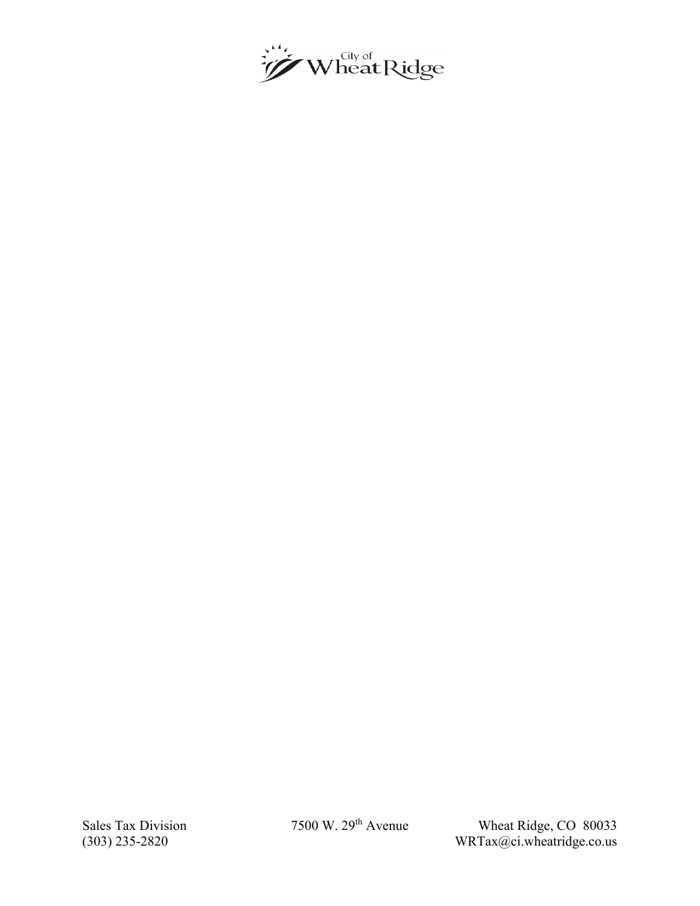City of Wheat Ridge

Sales Tax Division
(303) 235-2820

7500 W. 29th Avenue

Wheat Ridge, CO 80033
WRTax@ci.wheatridge.co.us